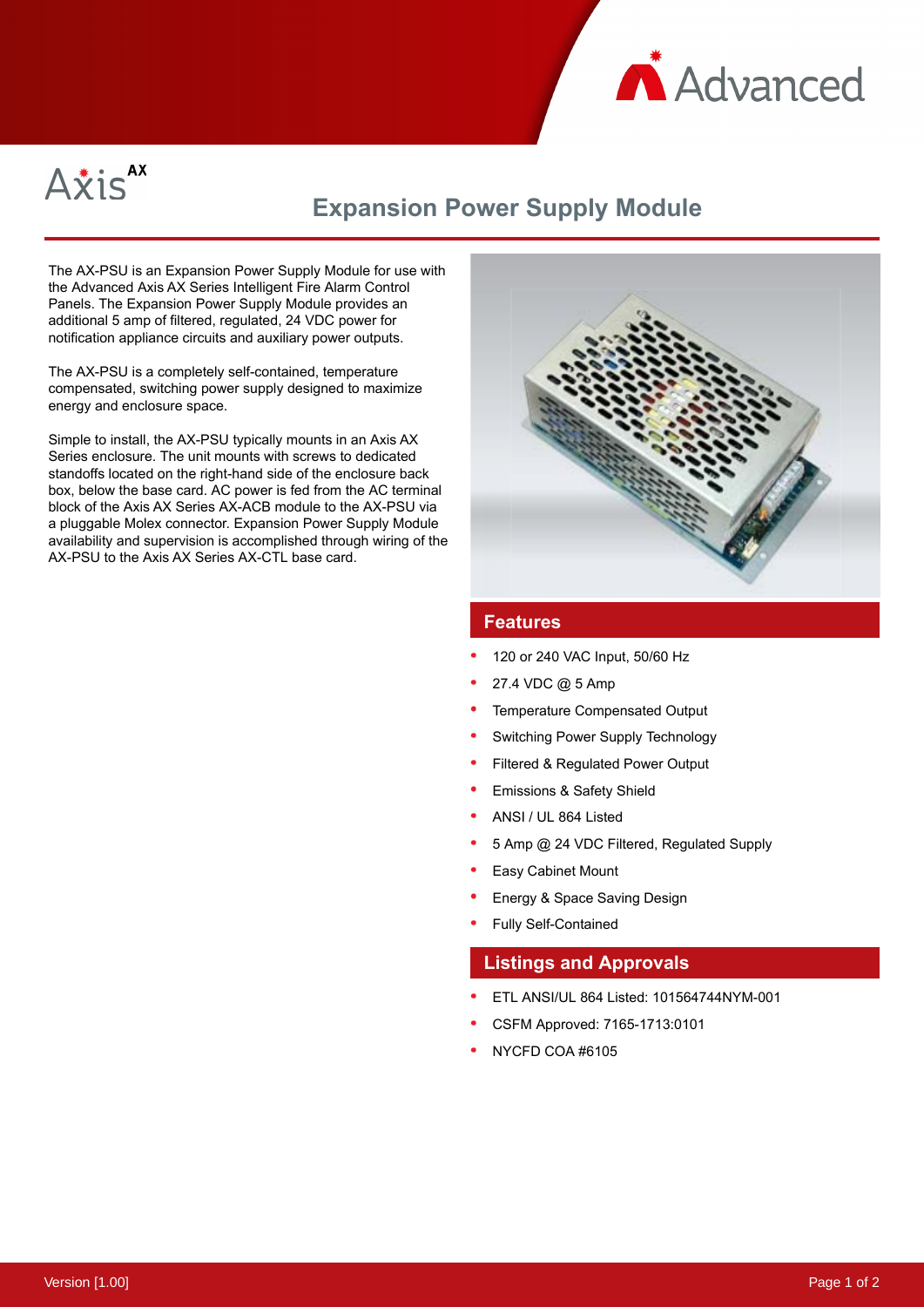# Expansion Power Supply Module

The AX-PSU is an Expansion Power Supply Module for use with the Advanced Axis AX Series Intelligent Fire Alarm Control Panels. The Expansion Power Supply Module provides an additional 5 amp of filtered, regulated, 24 VDC power for notification appliance circuits and auxiliary power outputs.

The AX-PSU is a completely self-contained, temperature compensated, switching power supply designed to maximize energy and enclosure space.

Simple to install, the AX-PSU typically mounts in an Axis AX Series enclosure. The unit mounts with screws to dedicated standoffs located on the right-hand side of the enclosure back box, below the base card. AC power is fed from the AC terminal block of the Axis AX Series AX-ACB module to the AX-PSU via a pluggable Molex connector. Expansion Power Supply Module availability and supervision is accomplished through wiring of the AX-PSU to the Axis AX Series AX-CTL base card.

## Features

- 120 or 240 VAC Input, 50/60 Hz
- 27.4 VDC @ 5 Amp
- Temperature Compensated Output
- Switching Power Supply Technology
- Filtered & Regulated Power Output
- Emissions & Safety Shield
- ANSI / UL 864 Listed
- 5 Amp @ 24 VDC Filtered, Regulated Supply
- Easy Cabinet Mount
- Energy & Space Saving Design
- Fully Self-Contained

## Listings and Approvals

- ETL ANSI/UL 864 Listed: 101564744NYM-001
- CSFM Approved: 7165-1713:0101
- NYCFD COA #6105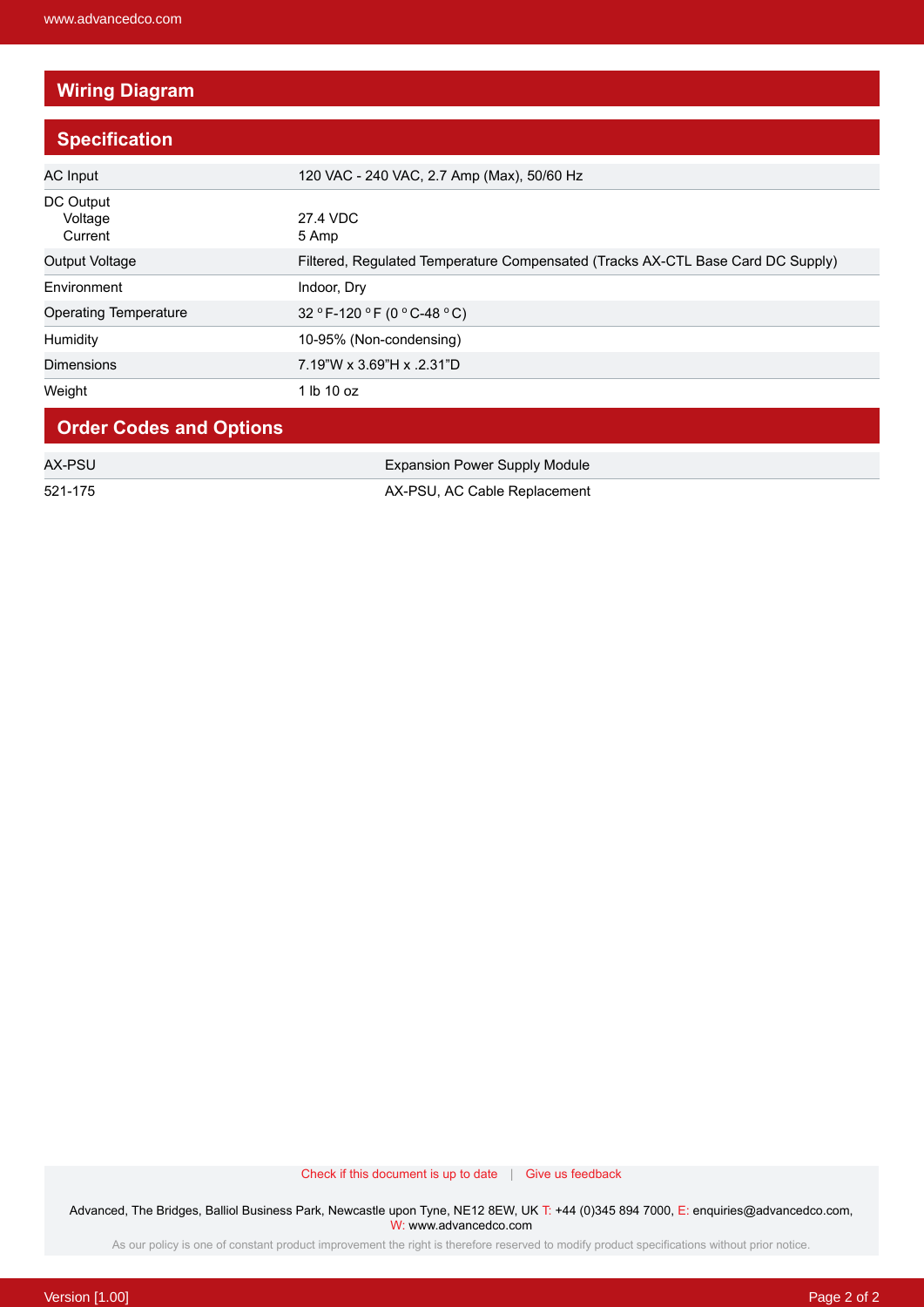## Wiring Diagram

## Specification

| | |
|---|---|
| AC Input | 120 VAC - 240 VAC, 2.7 Amp (Max), 50/60 Hz |
| DC Output<br>Voltage<br>Current | <br>27.4 VDC<br>5 Amp |
| Output Voltage | Filtered, Regulated Temperature Compensated (Tracks AX-CTL Base Card DC Supply) |
| Environment | Indoor, Dry |
| Operating Temperature | 32 °F-120 °F (0 °C-48 °C) |
| Humidity | 10-95% (Non-condensing) |
| Dimensions | 7.19"W x 3.69"H x .2.31"D |
| Weight | 1 lb 10 oz |

## Order Codes and Options

| | |
|---|---|
| AX-PSU | Expansion Power Supply Module |
| 521-175 | AX-PSU, AC Cable Replacement |

Check if this document is up to date | Give us feedback

Advanced, The Bridges, Balliol Business Park, Newcastle upon Tyne, NE12 8EW, UK T: +44 (0)345 894 7000, E: enquiries@advancedco.com, W: www.advancedco.com

As our policy is one of constant product improvement the right is therefore reserved to modify product specifications without prior notice.

Version [1.00]